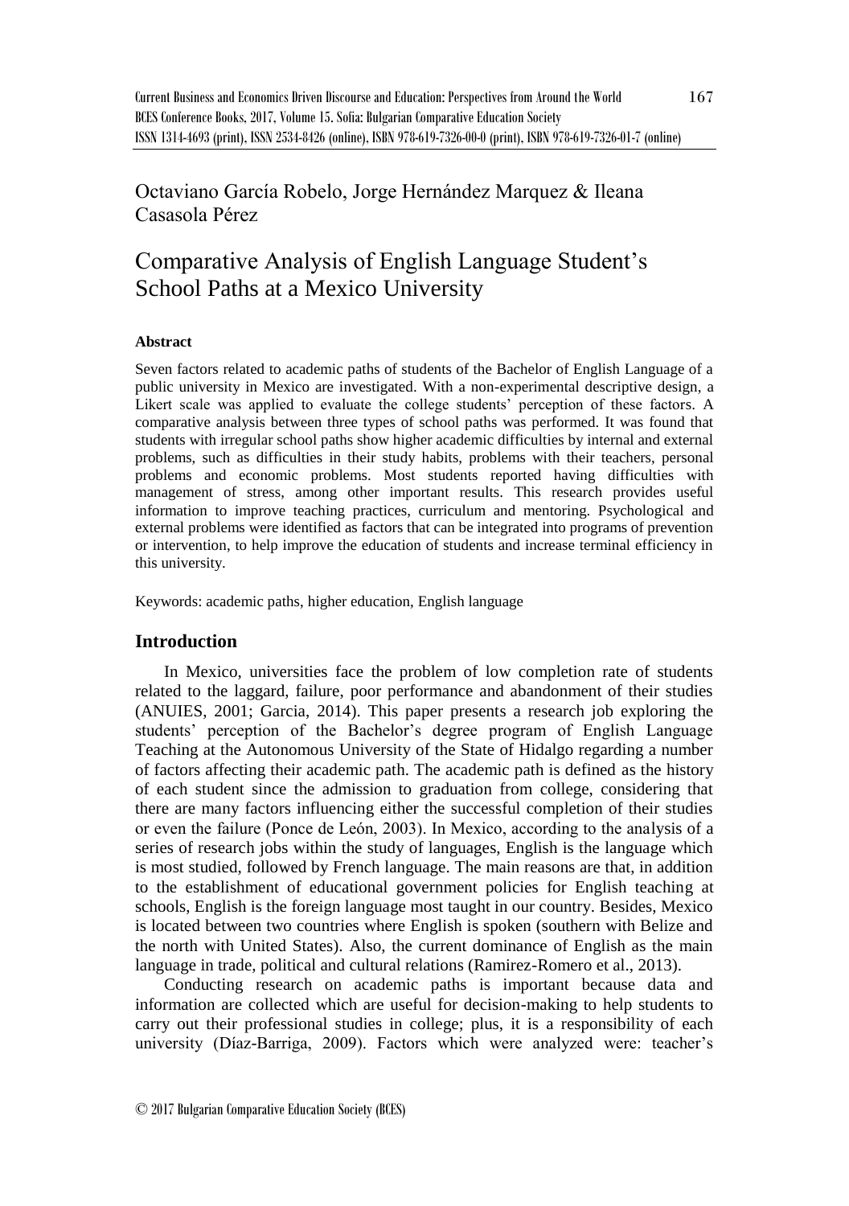Octaviano García Robelo, Jorge Hernández Marquez & Ileana Casasola Pérez

# Comparative Analysis of English Language Student's School Paths at a Mexico University

#### Abstract

Seven factors related to academic paths of students of the Bachelor of English Language of a public university in Mexico are investigated. With a non-experimental descriptive design, a Likert scale was applied to evaluate the college students' perception of these factors. A comparative analysis between three types of school paths was performed. It was found that students with irregular school paths show higher academic difficulties by internal and external problems, such as difficulties in their study habits, problems with their teachers, personal problems and economic problems. Most students reported having difficulties with management of stress, among other important results. This research provides useful information to improve teaching practices, curriculum and mentoring. Psychological and external problems were identified as factors that can be integrated into programs of prevention or intervention, to help improve the education of students and increase terminal efficiency in this university.

Keywords: academic paths, higher education, English language

## Introduction

In Mexico, universities face the problem of low completion rate of students related to the laggard, failure, poor performance and abandonment of their studies (ANUIES, 2001; Garcia, 2014). This paper presents a research job exploring the students' perception of the Bachelor's degree program of English Language Teaching at the Autonomous University of the State of Hidalgo regarding a number of factors affecting their academic path. The academic path is defined as the history of each student since the admission to graduation from college, considering that there are many factors influencing either the successful completion of their studies or even the failure (Ponce de León, 2003). In Mexico, according to the analysis of a series of research jobs within the study of languages, English is the language which is most studied, followed by French language. The main reasons are that, in addition to the establishment of educational government policies for English teaching at schools, English is the foreign language most taught in our country. Besides, Mexico is located between two countries where English is spoken (southern with Belize and the north with United States). Also, the current dominance of English as the main language in trade, political and cultural relations (Ramirez-Romero et al., 2013).

Conducting research on academic paths is important because data and information are collected which are useful for decision-making to help students to carry out their professional studies in college; plus, it is a responsibility of each university (Díaz-Barriga, 2009). Factors which were analyzed were: teacher's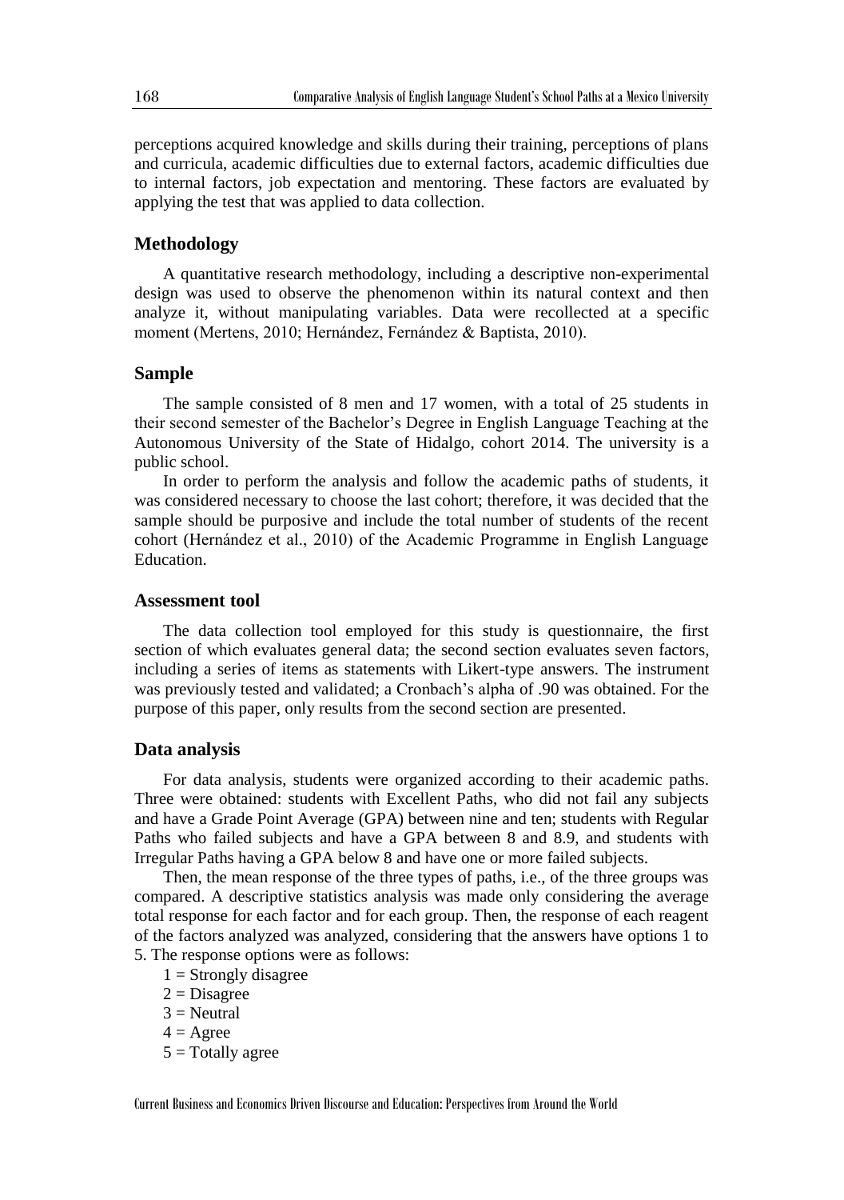perceptions acquired knowledge and skills during their training, perceptions of plans and curricula, academic difficulties due to external factors, academic difficulties due to internal factors, job expectation and mentoring. These factors are evaluated by applying the test that was applied to data collection.

## Methodology

A quantitative research methodology, including a descriptive non-experimental design was used to observe the phenomenon within its natural context and then analyze it, without manipulating variables. Data were recollected at a specific moment (Mertens, 2010; Hernández, Fernández & Baptista, 2010).

## Sample

The sample consisted of 8 men and 17 women, with a total of 25 students in their second semester of the Bachelor's Degree in English Language Teaching at the Autonomous University of the State of Hidalgo, cohort 2014. The university is a public school.

In order to perform the analysis and follow the academic paths of students, it was considered necessary to choose the last cohort; therefore, it was decided that the sample should be purposive and include the total number of students of the recent cohort (Hernández et al., 2010) of the Academic Programme in English Language Education.

## Assessment tool

The data collection tool employed for this study is questionnaire, the first section of which evaluates general data; the second section evaluates seven factors, including a series of items as statements with Likert-type answers. The instrument was previously tested and validated; a Cronbach's alpha of .90 was obtained. For the purpose of this paper, only results from the second section are presented.

## Data analysis

For data analysis, students were organized according to their academic paths. Three were obtained: students with Excellent Paths, who did not fail any subjects and have a Grade Point Average (GPA) between nine and ten; students with Regular Paths who failed subjects and have a GPA between 8 and 8.9, and students with Irregular Paths having a GPA below 8 and have one or more failed subjects.

Then, the mean response of the three types of paths, i.e., of the three groups was compared. A descriptive statistics analysis was made only considering the average total response for each factor and for each group. Then, the response of each reagent of the factors analyzed was analyzed, considering that the answers have options 1 to 5. The response options were as follows:

1 = Strongly disagree
2 = Disagree
3 = Neutral
4 = Agree
5 = Totally agree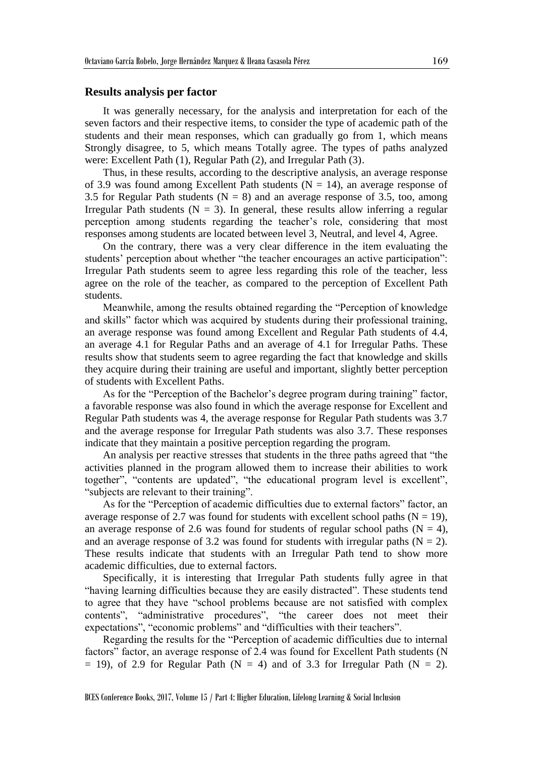## Results analysis per factor

It was generally necessary, for the analysis and interpretation for each of the seven factors and their respective items, to consider the type of academic path of the students and their mean responses, which can gradually go from 1, which means Strongly disagree, to 5, which means Totally agree. The types of paths analyzed were: Excellent Path (1), Regular Path (2), and Irregular Path (3).

Thus, in these results, according to the descriptive analysis, an average response of 3.9 was found among Excellent Path students (N = 14), an average response of 3.5 for Regular Path students (N = 8) and an average response of 3.5, too, among Irregular Path students (N = 3). In general, these results allow inferring a regular perception among students regarding the teacher's role, considering that most responses among students are located between level 3, Neutral, and level 4, Agree.

On the contrary, there was a very clear difference in the item evaluating the students' perception about whether "the teacher encourages an active participation": Irregular Path students seem to agree less regarding this role of the teacher, less agree on the role of the teacher, as compared to the perception of Excellent Path students.

Meanwhile, among the results obtained regarding the "Perception of knowledge and skills" factor which was acquired by students during their professional training, an average response was found among Excellent and Regular Path students of 4.4, an average 4.1 for Regular Paths and an average of 4.1 for Irregular Paths. These results show that students seem to agree regarding the fact that knowledge and skills they acquire during their training are useful and important, slightly better perception of students with Excellent Paths.

As for the "Perception of the Bachelor's degree program during training" factor, a favorable response was also found in which the average response for Excellent and Regular Path students was 4, the average response for Regular Path students was 3.7 and the average response for Irregular Path students was also 3.7. These responses indicate that they maintain a positive perception regarding the program.

An analysis per reactive stresses that students in the three paths agreed that "the activities planned in the program allowed them to increase their abilities to work together", "contents are updated", "the educational program level is excellent", "subjects are relevant to their training".

As for the "Perception of academic difficulties due to external factors" factor, an average response of 2.7 was found for students with excellent school paths (N = 19), an average response of 2.6 was found for students of regular school paths (N = 4), and an average response of 3.2 was found for students with irregular paths (N = 2). These results indicate that students with an Irregular Path tend to show more academic difficulties, due to external factors.

Specifically, it is interesting that Irregular Path students fully agree in that "having learning difficulties because they are easily distracted". These students tend to agree that they have "school problems because are not satisfied with complex contents", "administrative procedures", "the career does not meet their expectations", "economic problems" and "difficulties with their teachers".

Regarding the results for the "Perception of academic difficulties due to internal factors" factor, an average response of 2.4 was found for Excellent Path students (N = 19), of 2.9 for Regular Path (N = 4) and of 3.3 for Irregular Path (N = 2).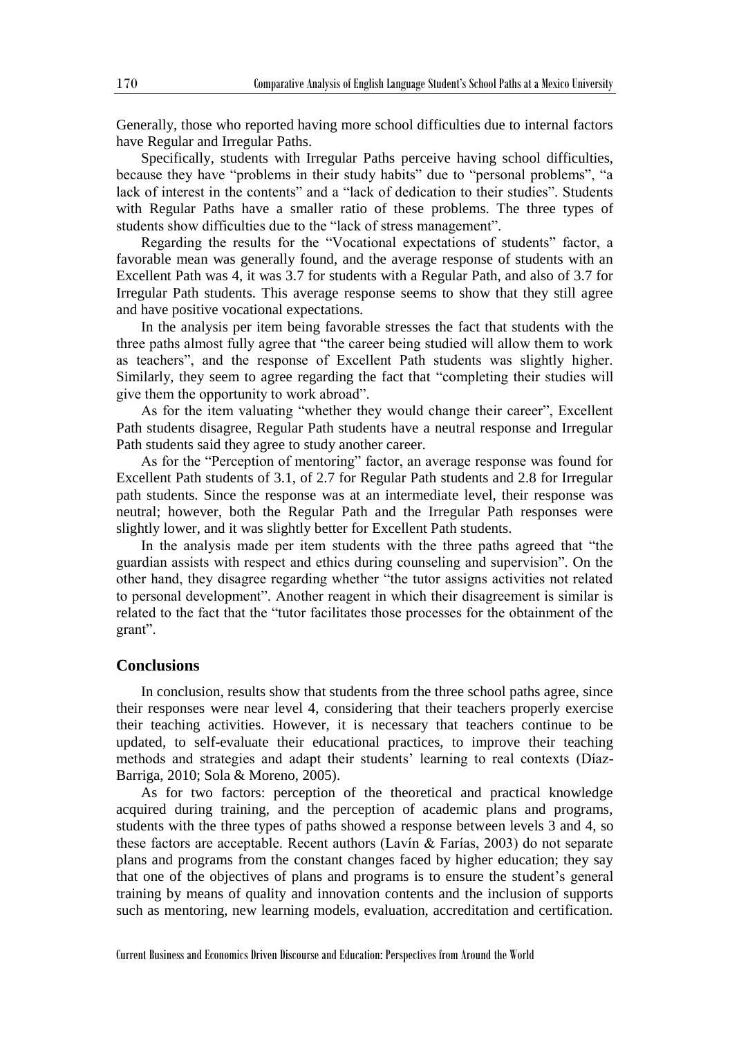Generally, those who reported having more school difficulties due to internal factors have Regular and Irregular Paths.

Specifically, students with Irregular Paths perceive having school difficulties, because they have "problems in their study habits" due to "personal problems", "a lack of interest in the contents" and a "lack of dedication to their studies". Students with Regular Paths have a smaller ratio of these problems. The three types of students show difficulties due to the "lack of stress management".

Regarding the results for the "Vocational expectations of students" factor, a favorable mean was generally found, and the average response of students with an Excellent Path was 4, it was 3.7 for students with a Regular Path, and also of 3.7 for Irregular Path students. This average response seems to show that they still agree and have positive vocational expectations.

In the analysis per item being favorable stresses the fact that students with the three paths almost fully agree that "the career being studied will allow them to work as teachers", and the response of Excellent Path students was slightly higher. Similarly, they seem to agree regarding the fact that "completing their studies will give them the opportunity to work abroad".

As for the item valuating "whether they would change their career", Excellent Path students disagree, Regular Path students have a neutral response and Irregular Path students said they agree to study another career.

As for the "Perception of mentoring" factor, an average response was found for Excellent Path students of 3.1, of 2.7 for Regular Path students and 2.8 for Irregular path students. Since the response was at an intermediate level, their response was neutral; however, both the Regular Path and the Irregular Path responses were slightly lower, and it was slightly better for Excellent Path students.

In the analysis made per item students with the three paths agreed that "the guardian assists with respect and ethics during counseling and supervision". On the other hand, they disagree regarding whether "the tutor assigns activities not related to personal development". Another reagent in which their disagreement is similar is related to the fact that the "tutor facilitates those processes for the obtainment of the grant".

## Conclusions

In conclusion, results show that students from the three school paths agree, since their responses were near level 4, considering that their teachers properly exercise their teaching activities. However, it is necessary that teachers continue to be updated, to self-evaluate their educational practices, to improve their teaching methods and strategies and adapt their students' learning to real contexts (Díaz-Barriga, 2010; Sola & Moreno, 2005).

As for two factors: perception of the theoretical and practical knowledge acquired during training, and the perception of academic plans and programs, students with the three types of paths showed a response between levels 3 and 4, so these factors are acceptable. Recent authors (Lavín & Farías, 2003) do not separate plans and programs from the constant changes faced by higher education; they say that one of the objectives of plans and programs is to ensure the student's general training by means of quality and innovation contents and the inclusion of supports such as mentoring, new learning models, evaluation, accreditation and certification.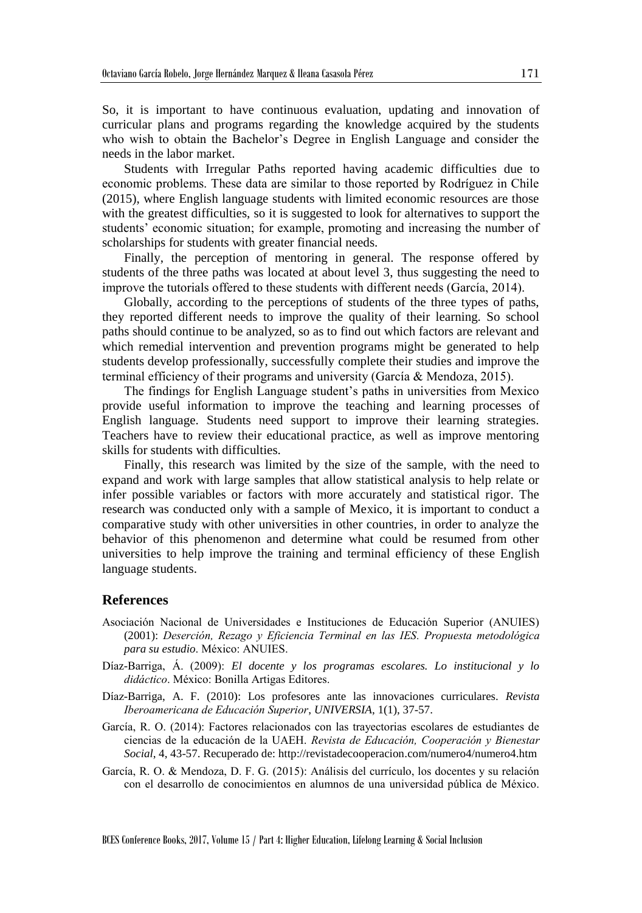So, it is important to have continuous evaluation, updating and innovation of curricular plans and programs regarding the knowledge acquired by the students who wish to obtain the Bachelor's Degree in English Language and consider the needs in the labor market.

Students with Irregular Paths reported having academic difficulties due to economic problems. These data are similar to those reported by Rodríguez in Chile (2015), where English language students with limited economic resources are those with the greatest difficulties, so it is suggested to look for alternatives to support the students' economic situation; for example, promoting and increasing the number of scholarships for students with greater financial needs.

Finally, the perception of mentoring in general. The response offered by students of the three paths was located at about level 3, thus suggesting the need to improve the tutorials offered to these students with different needs (García, 2014).

Globally, according to the perceptions of students of the three types of paths, they reported different needs to improve the quality of their learning. So school paths should continue to be analyzed, so as to find out which factors are relevant and which remedial intervention and prevention programs might be generated to help students develop professionally, successfully complete their studies and improve the terminal efficiency of their programs and university (García & Mendoza, 2015).

The findings for English Language student's paths in universities from Mexico provide useful information to improve the teaching and learning processes of English language. Students need support to improve their learning strategies. Teachers have to review their educational practice, as well as improve mentoring skills for students with difficulties.

Finally, this research was limited by the size of the sample, with the need to expand and work with large samples that allow statistical analysis to help relate or infer possible variables or factors with more accurately and statistical rigor. The research was conducted only with a sample of Mexico, it is important to conduct a comparative study with other universities in other countries, in order to analyze the behavior of this phenomenon and determine what could be resumed from other universities to help improve the training and terminal efficiency of these English language students.

## References

Asociación Nacional de Universidades e Instituciones de Educación Superior (ANUIES) (2001): *Deserción, Rezago y Eficiencia Terminal en las IES. Propuesta metodológica para su estudio*. México: ANUIES.

Díaz-Barriga, Á. (2009): *El docente y los programas escolares. Lo institucional y lo didáctico*. México: Bonilla Artigas Editores.

Díaz-Barriga, A. F. (2010): Los profesores ante las innovaciones curriculares. *Revista Iberoamericana de Educación Superior*, *UNIVERSIA*, 1(1), 37-57.

García, R. O. (2014): Factores relacionados con las trayectorias escolares de estudiantes de ciencias de la educación de la UAEH. *Revista de Educación, Cooperación y Bienestar Social*, 4, 43-57. Recuperado de: http://revistadecooperacion.com/numero4/numero4.htm

García, R. O. & Mendoza, D. F. G. (2015): Análisis del currículo, los docentes y su relación con el desarrollo de conocimientos en alumnos de una universidad pública de México.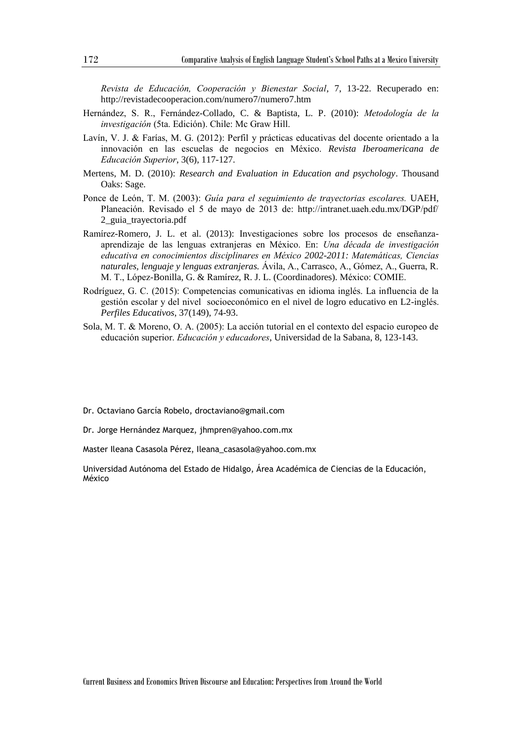*Revista de Educación, Cooperación y Bienestar Social*, 7, 13-22. Recuperado en: http://revistadecooperacion.com/numero7/numero7.htm

Hernández, S. R., Fernández-Collado, C. & Baptista, L. P. (2010): *Metodología de la investigación* (5ta. Edición). Chile: Mc Graw Hill.

Lavín, V. J. & Farías, M. G. (2012): Perfil y prácticas educativas del docente orientado a la innovación en las escuelas de negocios en México. *Revista Iberoamericana de Educación Superior*, 3(6), 117-127.

Mertens, M. D. (2010): *Research and Evaluation in Education and psychology*. Thousand Oaks: Sage.

Ponce de León, T. M. (2003): *Guía para el seguimiento de trayectorias escolares.* UAEH, Planeación. Revisado el 5 de mayo de 2013 de: http://intranet.uaeh.edu.mx/DGP/pdf/2_guia_trayectoria.pdf

Ramírez-Romero, J. L. et al. (2013): Investigaciones sobre los procesos de enseñanza-aprendizaje de las lenguas extranjeras en México. En: *Una década de investigación educativa en conocimientos disciplinares en México 2002-2011: Matemáticas, Ciencias naturales, lenguaje y lenguas extranjeras.* Ávila, A., Carrasco, A., Gómez, A., Guerra, R. M. T., López-Bonilla, G. & Ramírez, R. J. L. (Coordinadores). México: COMIE.

Rodríguez, G. C. (2015): Competencias comunicativas en idioma inglés. La influencia de la gestión escolar y del nivel socioeconómico en el nivel de logro educativo en L2-inglés. *Perfiles Educativos*, 37(149), 74-93.

Sola, M. T. & Moreno, O. A. (2005): La acción tutorial en el contexto del espacio europeo de educación superior. *Educación y educadores*, Universidad de la Sabana, 8, 123-143.

Dr. Octaviano García Robelo, droctaviano@gmail.com

Dr. Jorge Hernández Marquez, jhmpren@yahoo.com.mx

Master Ileana Casasola Pérez, Ileana_casasola@yahoo.com.mx

Universidad Autónoma del Estado de Hidalgo, Área Académica de Ciencias de la Educación, México